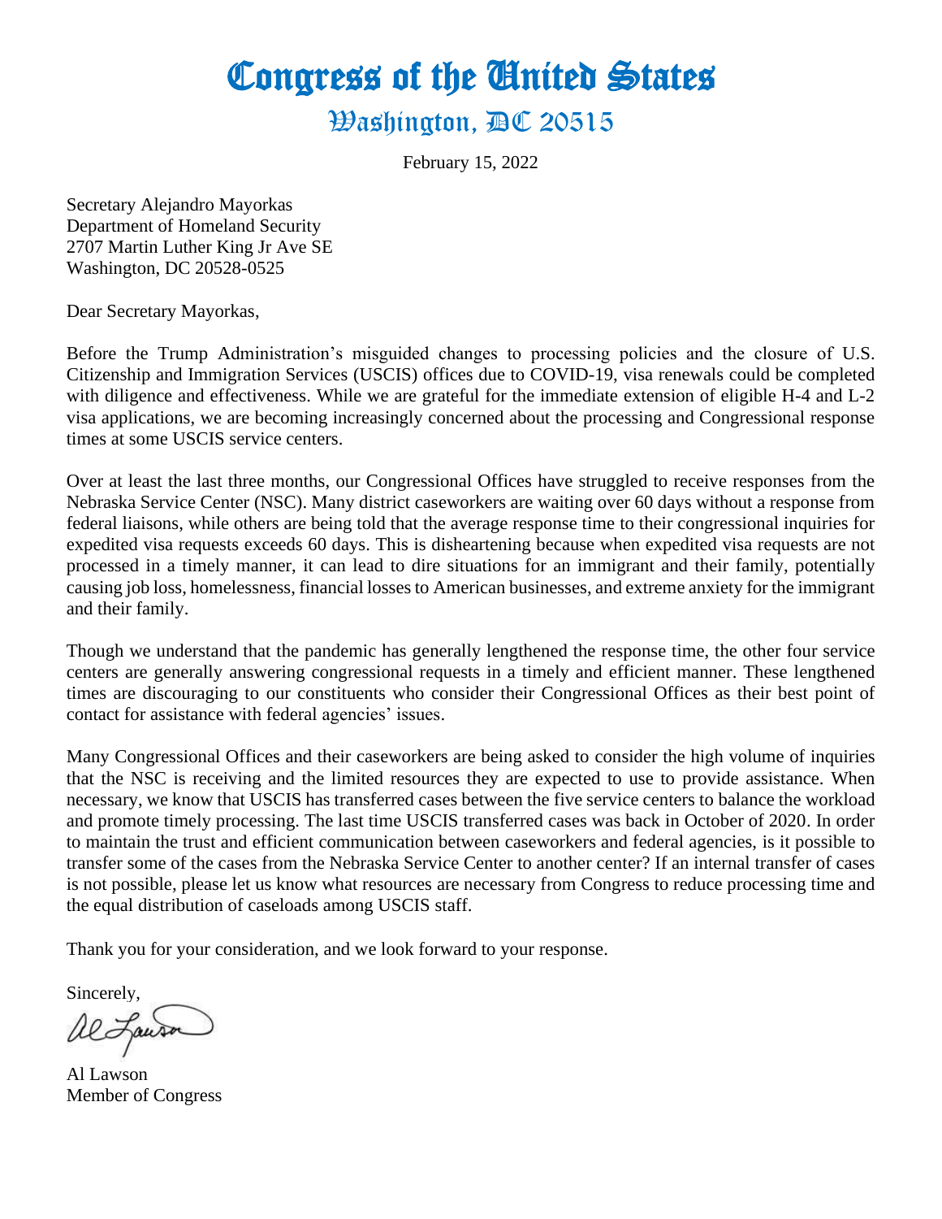# Congress of the United States

## Washington, DC 20515

February 15, 2022

Secretary Alejandro Mayorkas
Department of Homeland Security
2707 Martin Luther King Jr Ave SE
Washington, DC 20528-0525

Dear Secretary Mayorkas,

Before the Trump Administration's misguided changes to processing policies and the closure of U.S. Citizenship and Immigration Services (USCIS) offices due to COVID-19, visa renewals could be completed with diligence and effectiveness. While we are grateful for the immediate extension of eligible H-4 and L-2 visa applications, we are becoming increasingly concerned about the processing and Congressional response times at some USCIS service centers.

Over at least the last three months, our Congressional Offices have struggled to receive responses from the Nebraska Service Center (NSC). Many district caseworkers are waiting over 60 days without a response from federal liaisons, while others are being told that the average response time to their congressional inquiries for expedited visa requests exceeds 60 days. This is disheartening because when expedited visa requests are not processed in a timely manner, it can lead to dire situations for an immigrant and their family, potentially causing job loss, homelessness, financial losses to American businesses, and extreme anxiety for the immigrant and their family.

Though we understand that the pandemic has generally lengthened the response time, the other four service centers are generally answering congressional requests in a timely and efficient manner. These lengthened times are discouraging to our constituents who consider their Congressional Offices as their best point of contact for assistance with federal agencies' issues.

Many Congressional Offices and their caseworkers are being asked to consider the high volume of inquiries that the NSC is receiving and the limited resources they are expected to use to provide assistance. When necessary, we know that USCIS has transferred cases between the five service centers to balance the workload and promote timely processing. The last time USCIS transferred cases was back in October of 2020. In order to maintain the trust and efficient communication between caseworkers and federal agencies, is it possible to transfer some of the cases from the Nebraska Service Center to another center? If an internal transfer of cases is not possible, please let us know what resources are necessary from Congress to reduce processing time and the equal distribution of caseloads among USCIS staff.

Thank you for your consideration, and we look forward to your response.

Sincerely,

Al Lawson
Member of Congress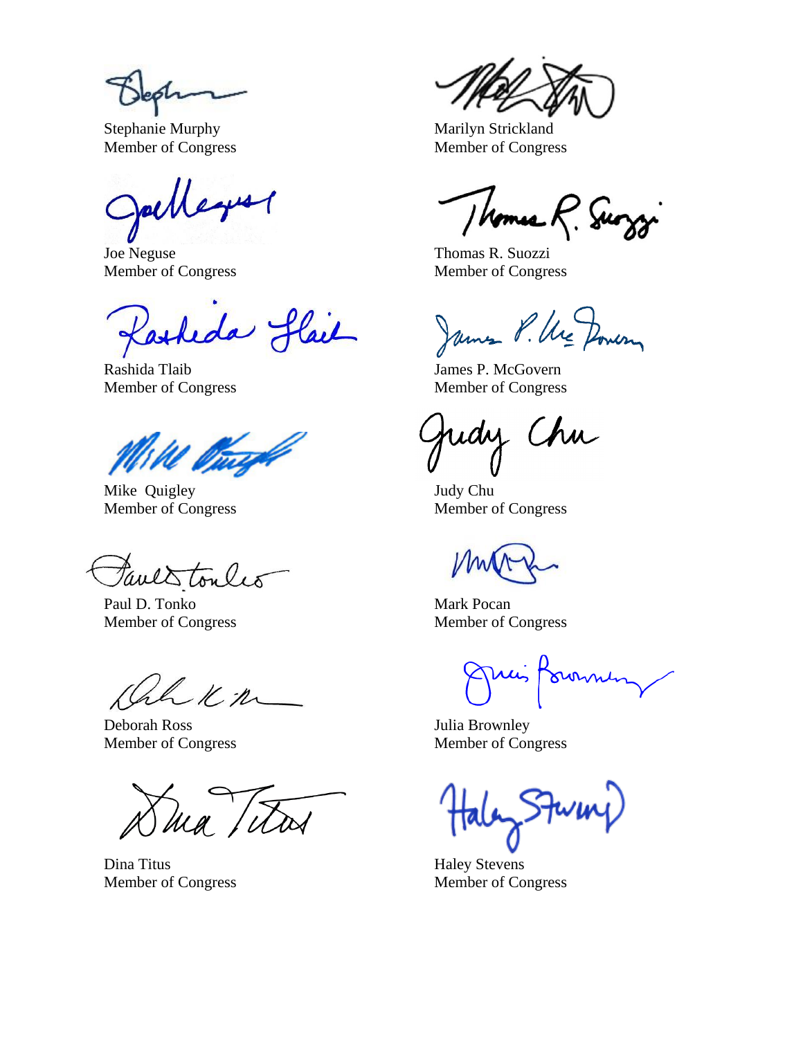Stephanie Murphy
Member of Congress

Marilyn Strickland
Member of Congress

Joe Neguse
Member of Congress

Thomas R. Suozzi
Member of Congress

Rashida Tlaib
Member of Congress

James P. McGovern
Member of Congress

Mike Quigley
Member of Congress

Judy Chu
Member of Congress

Paul D. Tonko
Member of Congress

Mark Pocan
Member of Congress

Deborah Ross
Member of Congress

Julia Brownley
Member of Congress

Dina Titus
Member of Congress

Haley Stevens
Member of Congress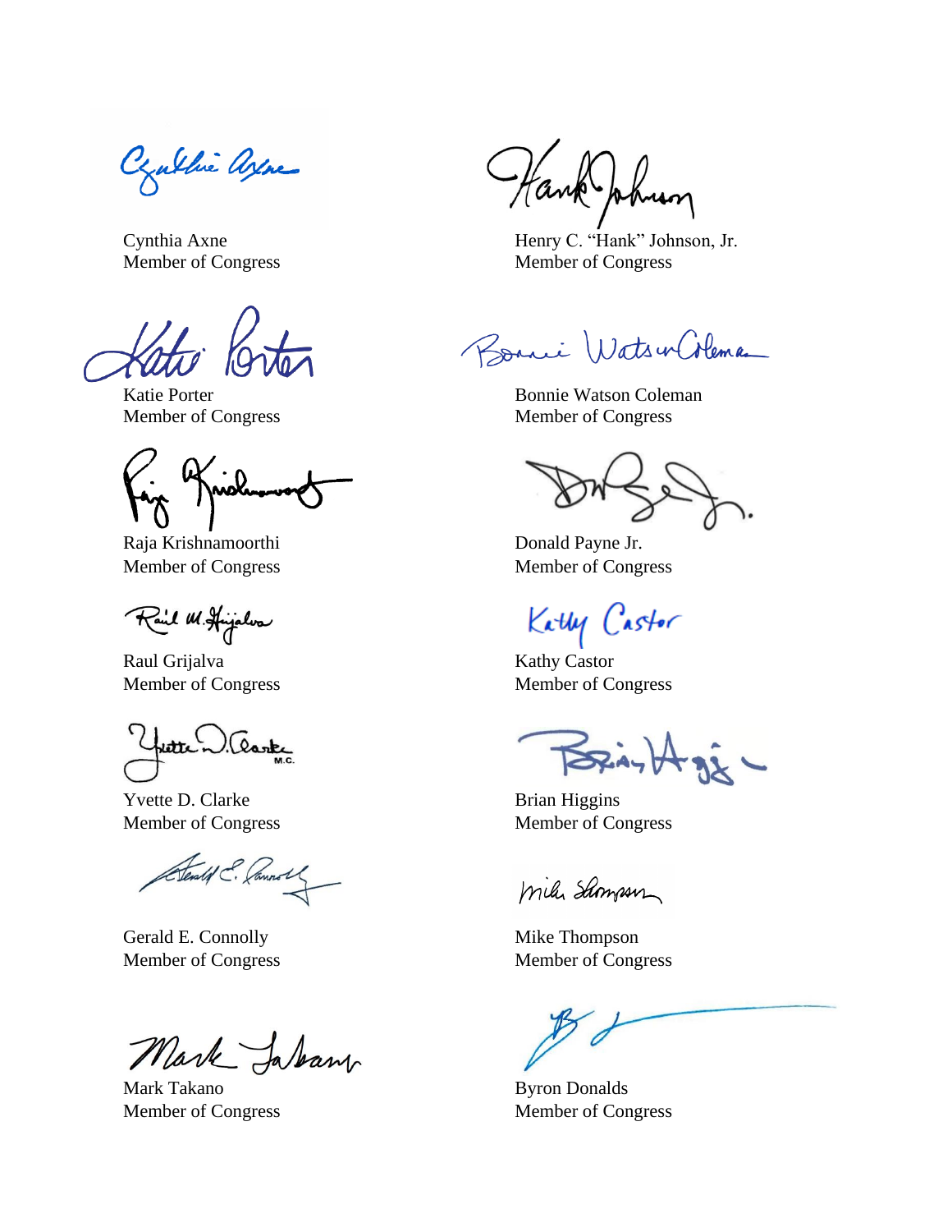Cynthia Axne
Member of Congress

Henry C. "Hank" Johnson, Jr.
Member of Congress

Katie Porter
Member of Congress

Bonnie Watson Coleman
Member of Congress

Raja Krishnamoorthi
Member of Congress

Donald Payne Jr.
Member of Congress

Raul Grijalva
Member of Congress

Kathy Castor
Member of Congress

Yvette D. Clarke
Member of Congress

Brian Higgins
Member of Congress

Gerald E. Connolly
Member of Congress

Mike Thompson
Member of Congress

Mark Takano
Member of Congress

Byron Donalds
Member of Congress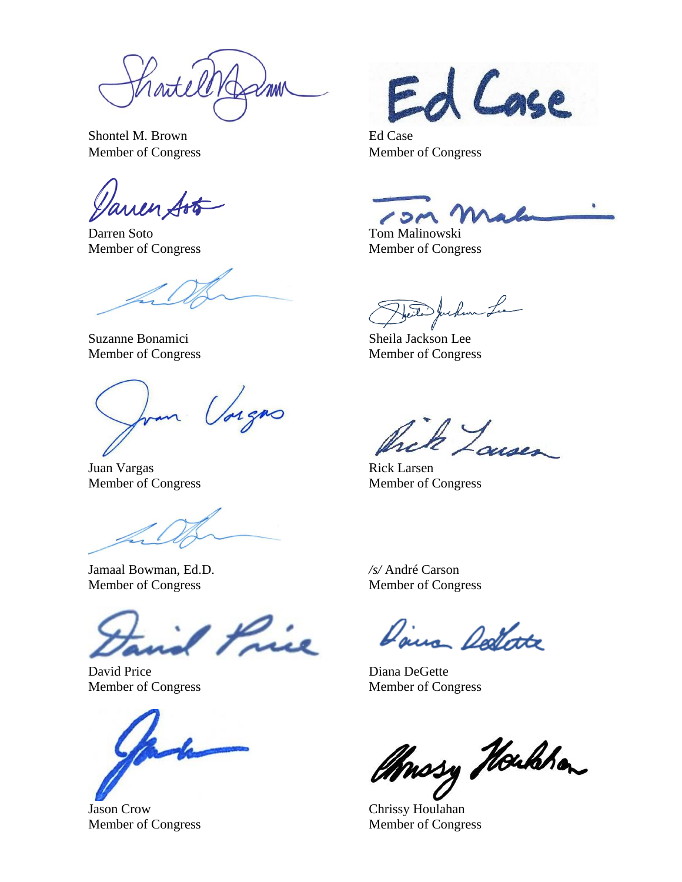Shontel M. Brown
Member of Congress

Ed Case
Member of Congress

Darren Soto
Member of Congress

Tom Malinowski
Member of Congress

Suzanne Bonamici
Member of Congress

Sheila Jackson Lee
Member of Congress

Juan Vargas
Member of Congress

Rick Larsen
Member of Congress

Jamaal Bowman, Ed.D.
Member of Congress

/s/ André Carson
Member of Congress

David Price
Member of Congress

Diana DeGette
Member of Congress

Jason Crow
Member of Congress

Chrissy Houlahan
Member of Congress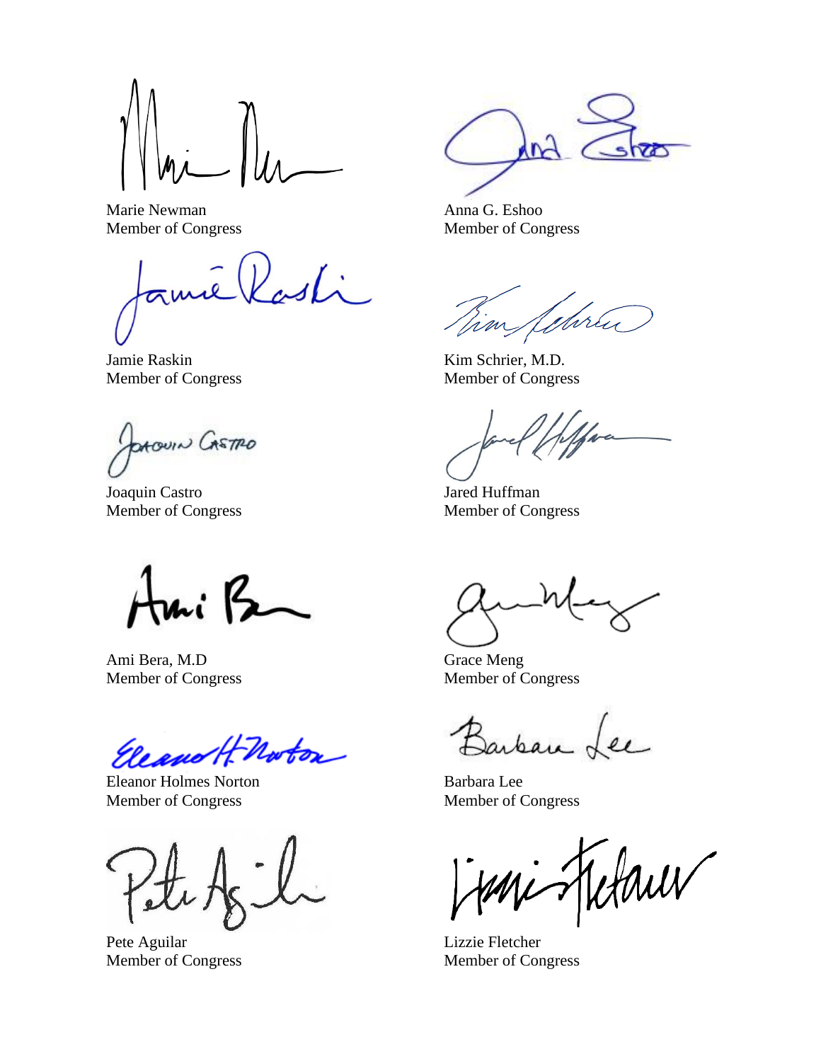Marie Newman
Member of Congress

Anna G. Eshoo
Member of Congress

Jamie Raskin
Member of Congress

Kim Schrier, M.D.
Member of Congress

Joaquin Castro
Member of Congress

Jared Huffman
Member of Congress

Ami Bera, M.D
Member of Congress

Grace Meng
Member of Congress

Eleanor Holmes Norton
Member of Congress

Barbara Lee
Member of Congress

Pete Aguilar
Member of Congress

Lizzie Fletcher
Member of Congress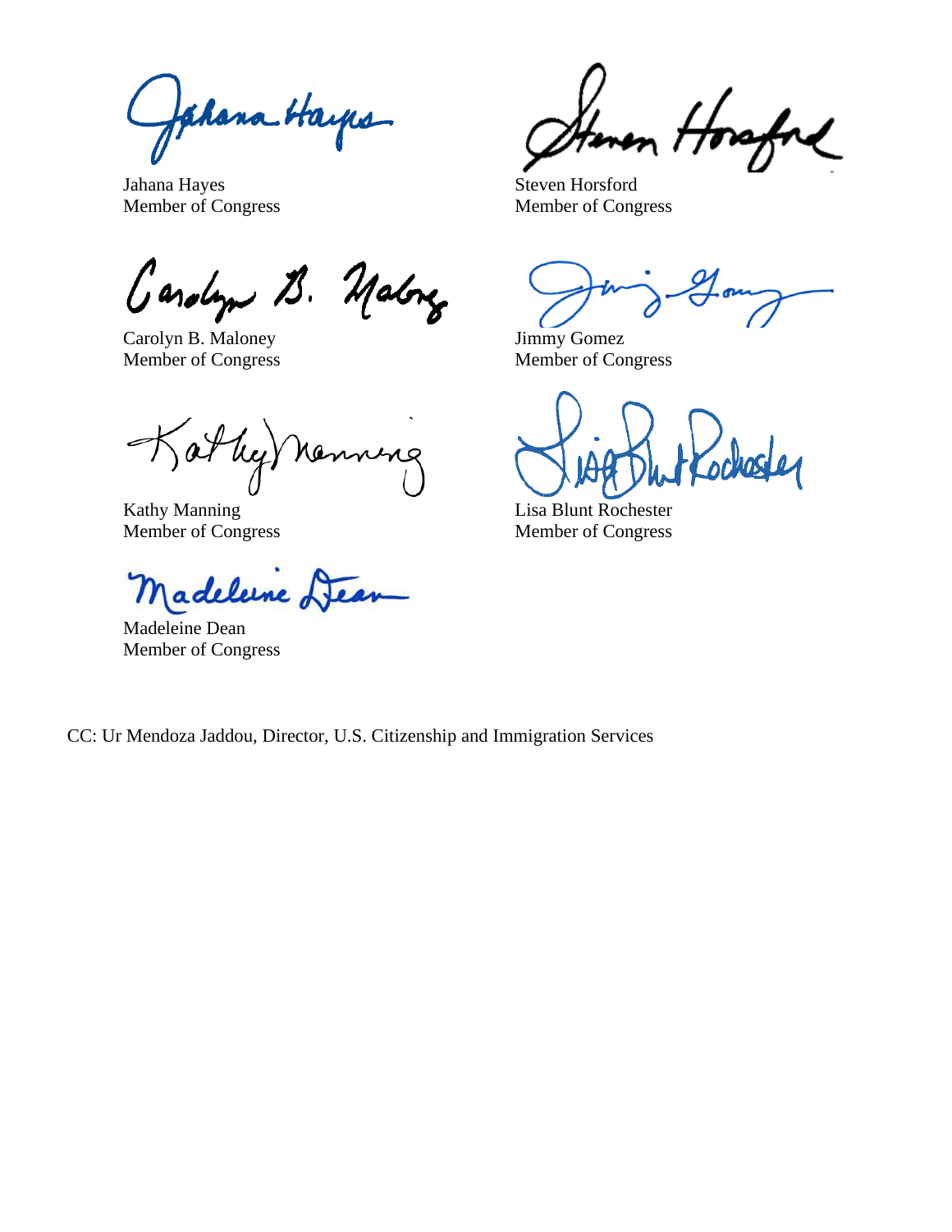Jahana Hayes
Member of Congress

Steven Horsford
Member of Congress

Carolyn B. Maloney
Member of Congress

Jimmy Gomez
Member of Congress

Kathy Manning
Member of Congress

Lisa Blunt Rochester
Member of Congress

Madeleine Dean
Member of Congress

CC: Ur Mendoza Jaddou, Director, U.S. Citizenship and Immigration Services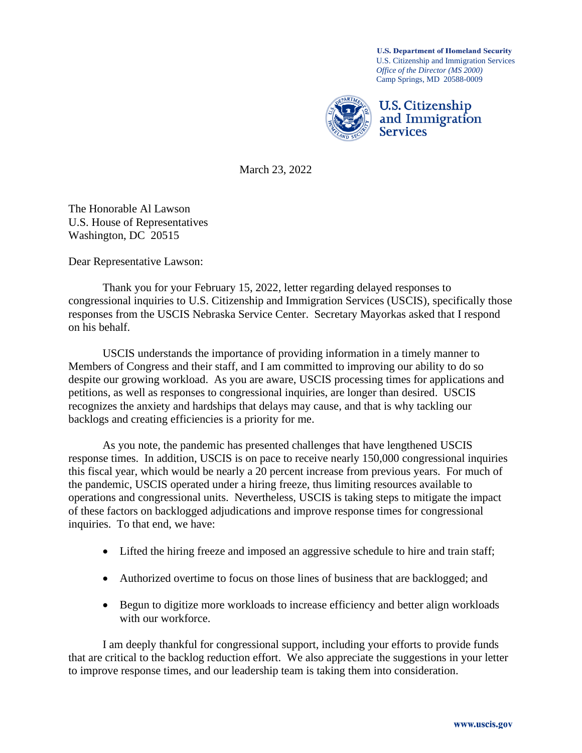**U.S. Department of Homeland Security**
U.S. Citizenship and Immigration Services
*Office of the Director (MS 2000)*
Camp Springs, MD 20588-0009

**U.S. Citizenship and Immigration Services**

March 23, 2022

The Honorable Al Lawson
U.S. House of Representatives
Washington, DC 20515

Dear Representative Lawson:

Thank you for your February 15, 2022, letter regarding delayed responses to congressional inquiries to U.S. Citizenship and Immigration Services (USCIS), specifically those responses from the USCIS Nebraska Service Center. Secretary Mayorkas asked that I respond on his behalf.

USCIS understands the importance of providing information in a timely manner to Members of Congress and their staff, and I am committed to improving our ability to do so despite our growing workload. As you are aware, USCIS processing times for applications and petitions, as well as responses to congressional inquiries, are longer than desired. USCIS recognizes the anxiety and hardships that delays may cause, and that is why tackling our backlogs and creating efficiencies is a priority for me.

As you note, the pandemic has presented challenges that have lengthened USCIS response times. In addition, USCIS is on pace to receive nearly 150,000 congressional inquiries this fiscal year, which would be nearly a 20 percent increase from previous years. For much of the pandemic, USCIS operated under a hiring freeze, thus limiting resources available to operations and congressional units. Nevertheless, USCIS is taking steps to mitigate the impact of these factors on backlogged adjudications and improve response times for congressional inquiries. To that end, we have:

- Lifted the hiring freeze and imposed an aggressive schedule to hire and train staff;
- Authorized overtime to focus on those lines of business that are backlogged; and
- Begun to digitize more workloads to increase efficiency and better align workloads with our workforce.

I am deeply thankful for congressional support, including your efforts to provide funds that are critical to the backlog reduction effort. We also appreciate the suggestions in your letter to improve response times, and our leadership team is taking them into consideration.

**www.uscis.gov**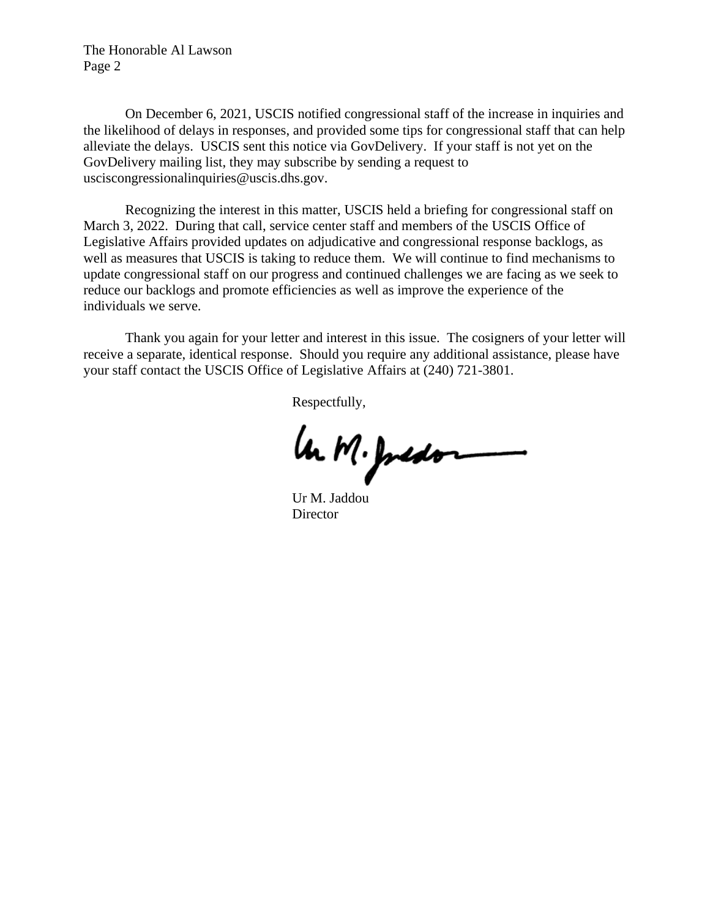On December 6, 2021, USCIS notified congressional staff of the increase in inquiries and the likelihood of delays in responses, and provided some tips for congressional staff that can help alleviate the delays. USCIS sent this notice via GovDelivery. If your staff is not yet on the GovDelivery mailing list, they may subscribe by sending a request to usciscongressionalinquiries@uscis.dhs.gov.

Recognizing the interest in this matter, USCIS held a briefing for congressional staff on March 3, 2022. During that call, service center staff and members of the USCIS Office of Legislative Affairs provided updates on adjudicative and congressional response backlogs, as well as measures that USCIS is taking to reduce them. We will continue to find mechanisms to update congressional staff on our progress and continued challenges we are facing as we seek to reduce our backlogs and promote efficiencies as well as improve the experience of the individuals we serve.

Thank you again for your letter and interest in this issue. The cosigners of your letter will receive a separate, identical response. Should you require any additional assistance, please have your staff contact the USCIS Office of Legislative Affairs at (240) 721-3801.

Respectfully,

Ur M. Jaddou
Director